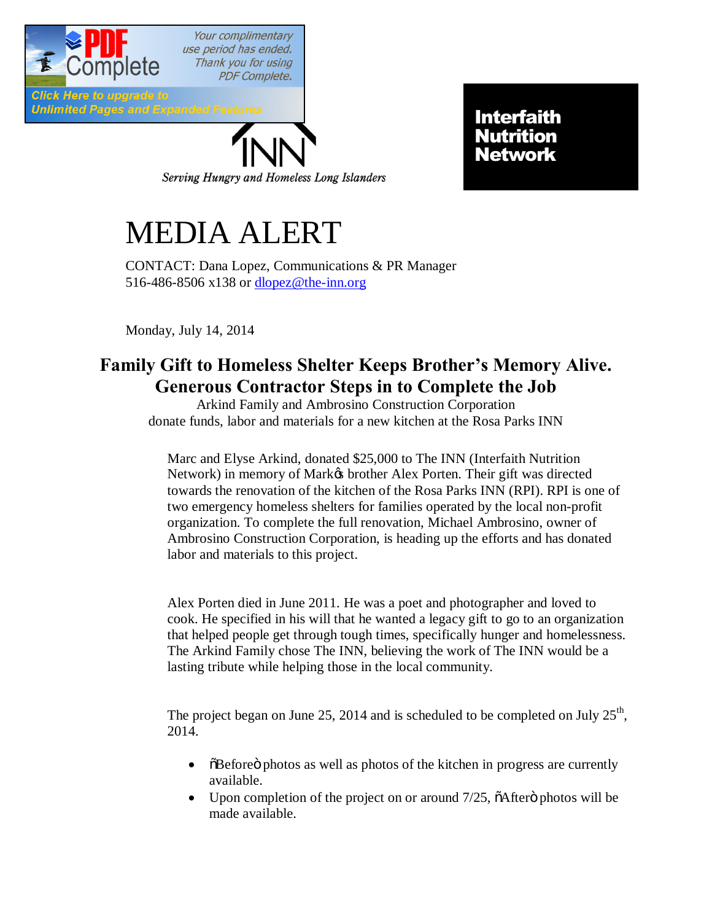INN

*Serving Hungry and Homeless Long Islanders*

**Interfaith Nutrition Network**

# MEDIA ALERT

CONTACT: Dana Lopez, Communications & PR Manager
516-486-8506 x138 or dlopez@the-inn.org

Monday, July 14, 2014

## Family Gift to Homeless Shelter Keeps Brother's Memory Alive. Generous Contractor Steps in to Complete the Job

Arkind Family and Ambrosino Construction Corporation
donate funds, labor and materials for a new kitchen at the Rosa Parks INN

Marc and Elyse Arkind, donated $25,000 to The INN (Interfaith Nutrition Network) in memory of Mark's brother Alex Porten. Their gift was directed towards the renovation of the kitchen of the Rosa Parks INN (RPI). RPI is one of two emergency homeless shelters for families operated by the local non-profit organization. To complete the full renovation, Michael Ambrosino, owner of Ambrosino Construction Corporation, is heading up the efforts and has donated labor and materials to this project.

Alex Porten died in June 2011. He was a poet and photographer and loved to cook. He specified in his will that he wanted a legacy gift to go to an organization that helped people get through tough times, specifically hunger and homelessness. The Arkind Family chose The INN, believing the work of The INN would be a lasting tribute while helping those in the local community.

The project began on June 25, 2014 and is scheduled to be completed on July 25th, 2014.

- "Before" photos as well as photos of the kitchen in progress are currently available.
- Upon completion of the project on or around 7/25, "After" photos will be made available.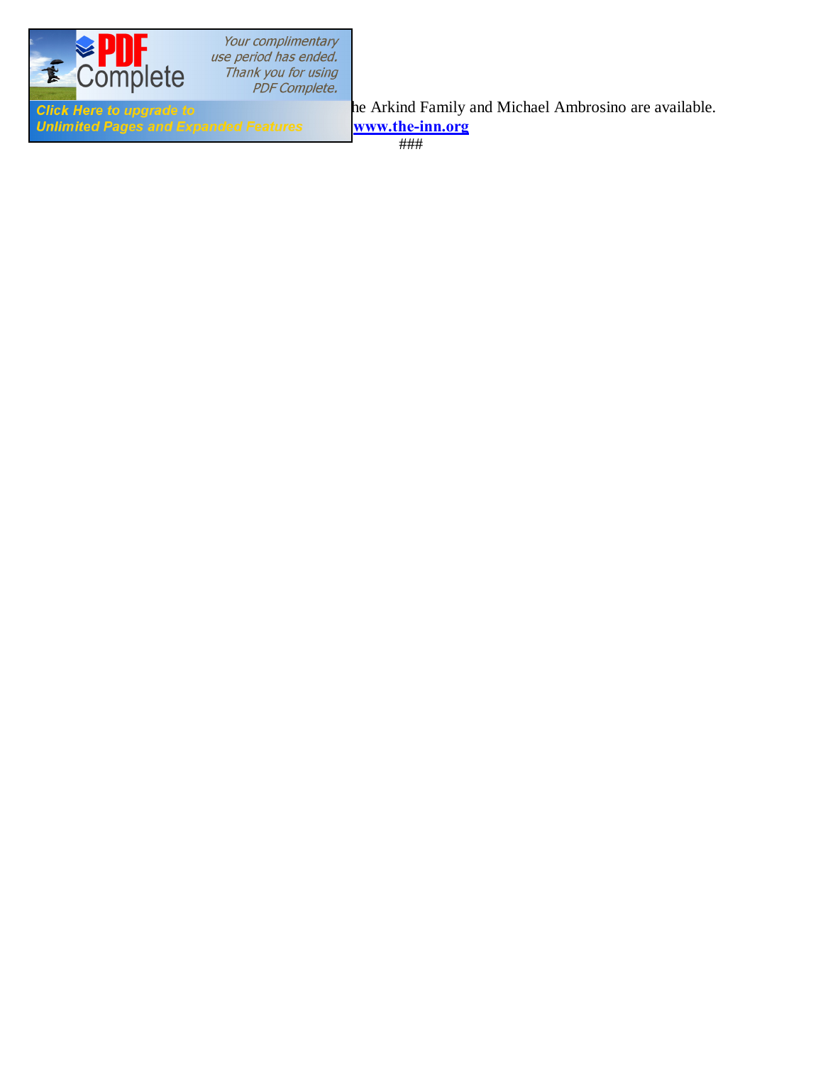he Arkind Family and Michael Ambrosino are available.

**[www.the-inn.org](http://www.the-inn.org)**

###